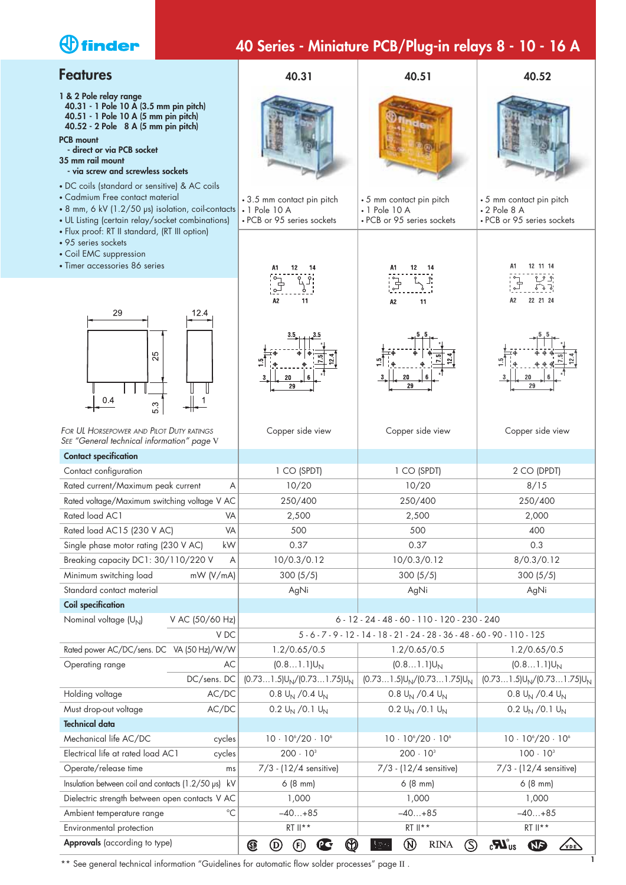# 40 Series - Miniature PCB/Plug-in relays 8 - 10 - 16 A

## Features

1 & 2 Pole relay range
- **40.31 - 1 Pole 10 A (3.5 mm pin pitch)**
- **40.51 - 1 Pole 10 A (5 mm pin pitch)**
- **40.52 - 2 Pole 8 A (5 mm pin pitch)**

**PCB mount**
- **direct or via PCB socket**

**35 mm rail mount**
- **via screw and screwless sockets**

- DC coils (standard or sensitive) & AC coils
- Cadmium Free contact material
- 8 mm, 6 kV (1.2/50 μs) isolation, coil-contacts
- UL Listing (certain relay/socket combinations)
- Flux proof: RT II standard, (RT III option)
- 95 series sockets
- Coil EMC suppression
- Timer accessories 86 series

| | 40.31 | 40.51 | 40.52 |
|---|---|---|---|
| | • 3.5 mm contact pin pitch<br>• 1 Pole 10 A<br>• PCB or 95 series sockets | • 5 mm contact pin pitch<br>• 1 Pole 10 A<br>• PCB or 95 series sockets | • 5 mm contact pin pitch<br>• 2 Pole 8 A<br>• PCB or 95 series sockets |
| | Copper side view | Copper side view | Copper side view |

*For UL Horsepower and Pilot Duty ratings See "General technical information" page V*

| **Contact specification** | | | |
|---|---|---|---|
| Contact configuration | 1 CO (SPDT) | 1 CO (SPDT) | 2 CO (DPDT) |
| Rated current/Maximum peak current A | 10/20 | 10/20 | 8/15 |
| Rated voltage/Maximum switching voltage V AC | 250/400 | 250/400 | 250/400 |
| Rated load AC1 VA | 2,500 | 2,500 | 2,000 |
| Rated load AC15 (230 V AC) VA | 500 | 500 | 400 |
| Single phase motor rating (230 V AC) kW | 0.37 | 0.37 | 0.3 |
| Breaking capacity DC1: 30/110/220 V A | 10/0.3/0.12 | 10/0.3/0.12 | 8/0.3/0.12 |
| Minimum switching load mW (V/mA) | 300 (5/5) | 300 (5/5) | 300 (5/5) |
| Standard contact material | AgNi | AgNi | AgNi |
| **Coil specification** | | | |
| Nominal voltage ($U_N$) V AC (50/60 Hz) | 6 - 12 - 24 - 48 - 60 - 110 - 120 - 230 - 240 | | |
| V DC | 5 - 6 - 7 - 9 - 12 - 14 - 18 - 21 - 24 - 28 - 36 - 48 - 60 - 90 - 110 - 125 | | |
| Rated power AC/DC/sens. DC VA (50 Hz)/W/W | 1.2/0.65/0.5 | 1.2/0.65/0.5 | 1.2/0.65/0.5 |
| Operating range AC | (0.8…1.1)$U_N$ | (0.8…1.1)$U_N$ | (0.8…1.1)$U_N$ |
| DC/sens. DC | (0.73…1.5)$U_N$/(0.73…1.75)$U_N$ | (0.73…1.5)$U_N$/(0.73…1.75)$U_N$ | (0.73…1.5)$U_N$/(0.73…1.75)$U_N$ |
| Holding voltage AC/DC | 0.8 $U_N$ /0.4 $U_N$ | 0.8 $U_N$ /0.4 $U_N$ | 0.8 $U_N$ /0.4 $U_N$ |
| Must drop-out voltage AC/DC | 0.2 $U_N$ /0.1 $U_N$ | 0.2 $U_N$ /0.1 $U_N$ | 0.2 $U_N$ /0.1 $U_N$ |
| **Technical data** | | | |
| Mechanical life AC/DC cycles | $10 \cdot 10^6/20 \cdot 10^6$ | $10 \cdot 10^6/20 \cdot 10^6$ | $10 \cdot 10^6/20 \cdot 10^6$ |
| Electrical life at rated load AC1 cycles | $200 \cdot 10^3$ | $200 \cdot 10^3$ | $100 \cdot 10^3$ |
| Operate/release time ms | 7/3 - (12/4 sensitive) | 7/3 - (12/4 sensitive) | 7/3 - (12/4 sensitive) |
| Insulation between coil and contacts (1.2/50 μs) kV | 6 (8 mm) | 6 (8 mm) | 6 (8 mm) |
| Dielectric strength between open contacts V AC | 1,000 | 1,000 | 1,000 |
| Ambient temperature range °C | –40…+85 | –40…+85 | –40…+85 |
| Environmental protection | RT II** | RT II** | RT II** |
| **Approvals** (according to type) | RINA | | |

** See general technical information "Guidelines for automatic flow solder processes" page II .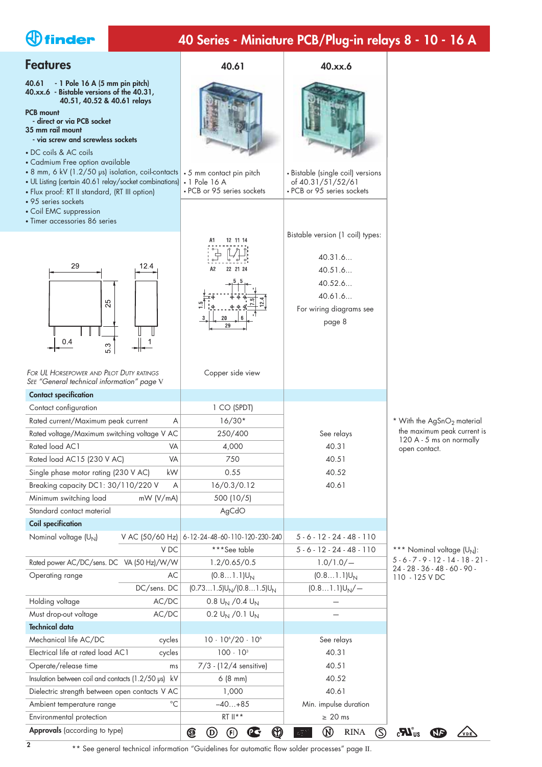# 40 Series - Miniature PCB/Plug-in relays 8 - 10 - 16 A

## Features

**40.61 - 1 Pole 16 A (5 mm pin pitch)**
**40.xx.6 - Bistable versions of the 40.31, 40.51, 40.52 & 40.61 relays**

**PCB mount**
**- direct or via PCB socket**
**35 mm rail mount**
**- via screw and screwless sockets**

- DC coils & AC coils
- Cadmium Free option available
- 8 mm, 6 kV (1.2/50 µs) isolation, coil-contacts
- UL Listing (certain 40.61 relay/socket combinations)
- Flux proof: RT II standard, (RT III option)
- 95 series sockets
- Coil EMC suppression
- Timer accessories 86 series

### 40.61

- 5 mm contact pin pitch
- 1 Pole 16 A
- PCB or 95 series sockets

Copper side view

### 40.xx.6

- Bistable (single coil) versions of 40.31/51/52/61
- PCB or 95 series sockets

Bistable version (1 coil) types:

40.31.6...
40.51.6...
40.52.6...
40.61.6...

For wiring diagrams see page 8

*For UL Horsepower and Pilot Duty ratings*
*See "General technical information" page V*

| | 40.61 | 40.xx.6 |
|---|---|---|
| **Contact specification** | | |
| Contact configuration | 1 CO (SPDT) | |
| Rated current/Maximum peak current A | 16/30* | See relays |
| Rated voltage/Maximum switching voltage V AC | 250/400 | 40.31 |
| Rated load AC1 VA | 4,000 | 40.51 |
| Rated load AC15 (230 V AC) VA | 750 | 40.52 |
| Single phase motor rating (230 V AC) kW | 0.55 | 40.61 |
| Breaking capacity DC1: 30/110/220 V A | 16/0.3/0.12 | |
| Minimum switching load mW (V/mA) | 500 (10/5) | |
| Standard contact material | AgCdO | |
| **Coil specification** | | |
| Nominal voltage ($U_N$) V AC (50/60 Hz) | 6-12-24-48-60-110-120-230-240 | 5 - 6 - 12 - 24 - 48 - 110 |
| V DC | ***See table | 5 - 6 - 12 - 24 - 48 - 110 |
| Rated power AC/DC/sens. DC VA (50 Hz)/W/W | 1.2/0.65/0.5 | 1.0/1.0/— |
| Operating range AC | (0.8…1.1)$U_N$ | (0.8…1.1)$U_N$ |
| DC/sens. DC | (0.73…1.5)$U_N$/(0.8…1.5)$U_N$ | (0.8…1.1)$U_N$/— |
| Holding voltage AC/DC | 0.8 $U_N$ /0.4 $U_N$ | — |
| Must drop-out voltage AC/DC | 0.2 $U_N$ /0.1 $U_N$ | — |
| **Technical data** | | |
| Mechanical life AC/DC cycles | $10 \cdot 10^6/20 \cdot 10^6$ | See relays |
| Electrical life at rated load AC1 cycles | $100 \cdot 10^3$ | 40.31 |
| Operate/release time ms | 7/3 - (12/4 sensitive) | 40.51 |
| Insulation between coil and contacts (1.2/50 µs) kV | 6 (8 mm) | 40.52 |
| Dielectric strength between open contacts V AC | 1,000 | 40.61 |
| Ambient temperature range °C | –40…+85 | Min. impulse duration |
| Environmental protection | RT II** | ≥ 20 ms |
| **Approvals** (according to type) | | |

\* With the $AgSnO_2$ material the maximum peak current is 120 A - 5 ms on normally open contact.

*** Nominal voltage ($U_N$): 5 - 6 - 7 - 9 - 12 - 14 - 18 - 21 - 24 - 28 - 36 - 48 - 60 - 90 - 110 - 125 V DC

** See general technical information "Guidelines for automatic flow solder processes" page II.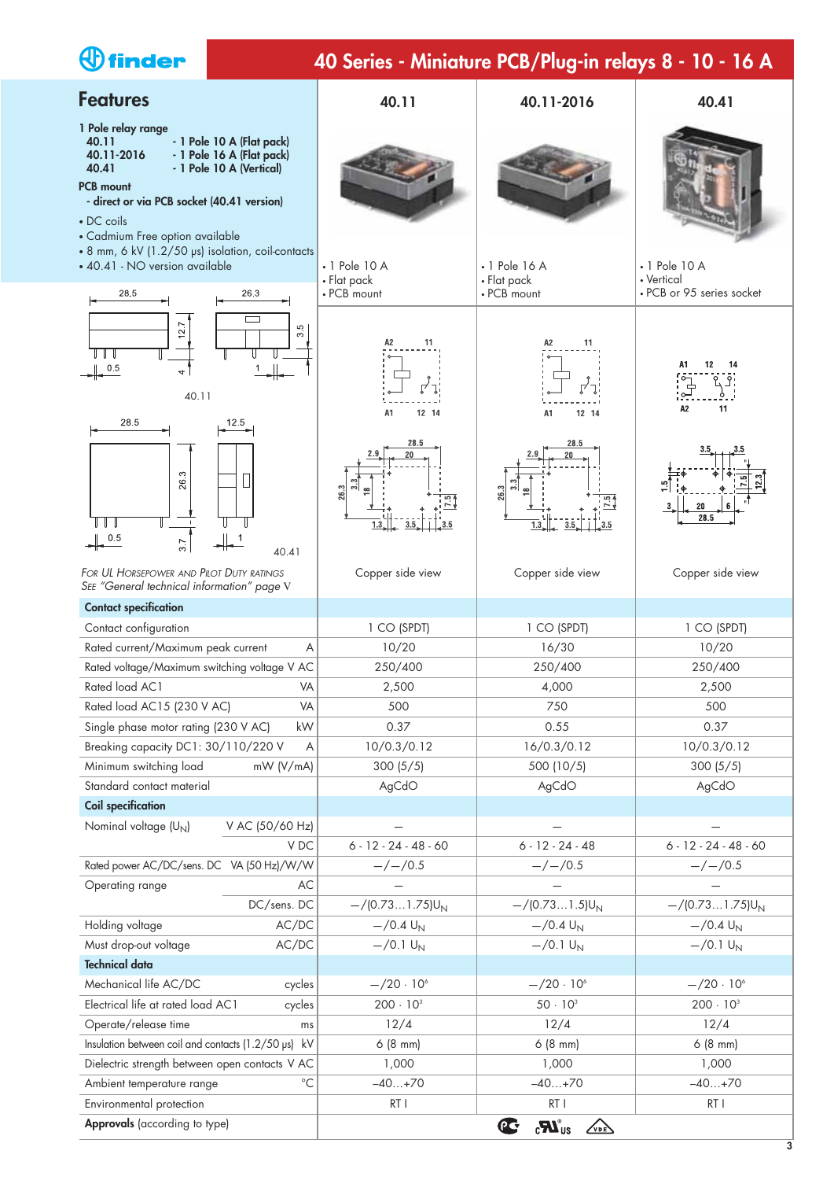# 40 Series - Miniature PCB/Plug-in relays 8 - 10 - 16 A

## Features

1 Pole relay range
- **40.11** - 1 Pole 10 A (Flat pack)
- **40.11-2016** - 1 Pole 16 A (Flat pack)
- **40.41** - 1 Pole 10 A (Vertical)

**PCB mount**
- direct or via PCB socket (40.41 version)

- DC coils
- Cadmium Free option available
- 8 mm, 6 kV (1.2/50 μs) isolation, coil-contacts
- 40.41 - NO version available

| **40.11** | **40.11-2016** | **40.41** |
|---|---|---|
| • 1 Pole 10 A<br>• Flat pack<br>• PCB mount | • 1 Pole 16 A<br>• Flat pack<br>• PCB mount | • 1 Pole 10 A<br>• Vertical<br>• PCB or 95 series socket |
| Copper side view | Copper side view | Copper side view |

*For UL Horsepower and Pilot Duty ratings See "General technical information" page V*

| | | 40.11 | 40.11-2016 | 40.41 |
|---|---|---|---|---|
| **Contact specification** | | | | |
| Contact configuration | | 1 CO (SPDT) | 1 CO (SPDT) | 1 CO (SPDT) |
| Rated current/Maximum peak current | A | 10/20 | 16/30 | 10/20 |
| Rated voltage/Maximum switching voltage | V AC | 250/400 | 250/400 | 250/400 |
| Rated load AC1 | VA | 2,500 | 4,000 | 2,500 |
| Rated load AC15 (230 V AC) | VA | 500 | 750 | 500 |
| Single phase motor rating (230 V AC) | kW | 0.37 | 0.55 | 0.37 |
| Breaking capacity DC1: 30/110/220 V | A | 10/0.3/0.12 | 16/0.3/0.12 | 10/0.3/0.12 |
| Minimum switching load | mW (V/mA) | 300 (5/5) | 500 (10/5) | 300 (5/5) |
| Standard contact material | | AgCdO | AgCdO | AgCdO |
| **Coil specification** | | | | |
| Nominal voltage ($U_N$) | V AC (50/60 Hz) | — | — | — |
| | V DC | 6 - 12 - 24 - 48 - 60 | 6 - 12 - 24 - 48 | 6 - 12 - 24 - 48 - 60 |
| Rated power AC/DC/sens. DC | VA (50 Hz)/W/W | —/—/0.5 | —/—/0.5 | —/—/0.5 |
| Operating range | AC | — | — | — |
| | DC/sens. DC | —/(0.73…1.75)$U_N$ | —/(0.73…1.5)$U_N$ | —/(0.73…1.75)$U_N$ |
| Holding voltage | AC/DC | —/0.4 $U_N$ | —/0.4 $U_N$ | —/0.4 $U_N$ |
| Must drop-out voltage | AC/DC | —/0.1 $U_N$ | —/0.1 $U_N$ | —/0.1 $U_N$ |
| **Technical data** | | | | |
| Mechanical life AC/DC | cycles | —/20 · $10^6$ | —/20 · $10^6$ | —/20 · $10^6$ |
| Electrical life at rated load AC1 | cycles | 200 · $10^3$ | 50 · $10^3$ | 200 · $10^3$ |
| Operate/release time | ms | 12/4 | 12/4 | 12/4 |
| Insulation between coil and contacts (1.2/50 μs) | kV | 6 (8 mm) | 6 (8 mm) | 6 (8 mm) |
| Dielectric strength between open contacts | V AC | 1,000 | 1,000 | 1,000 |
| Ambient temperature range | °C | –40…+70 | –40…+70 | –40…+70 |
| Environmental protection | | RT I | RT I | RT I |
| **Approvals** (according to type) | | | | |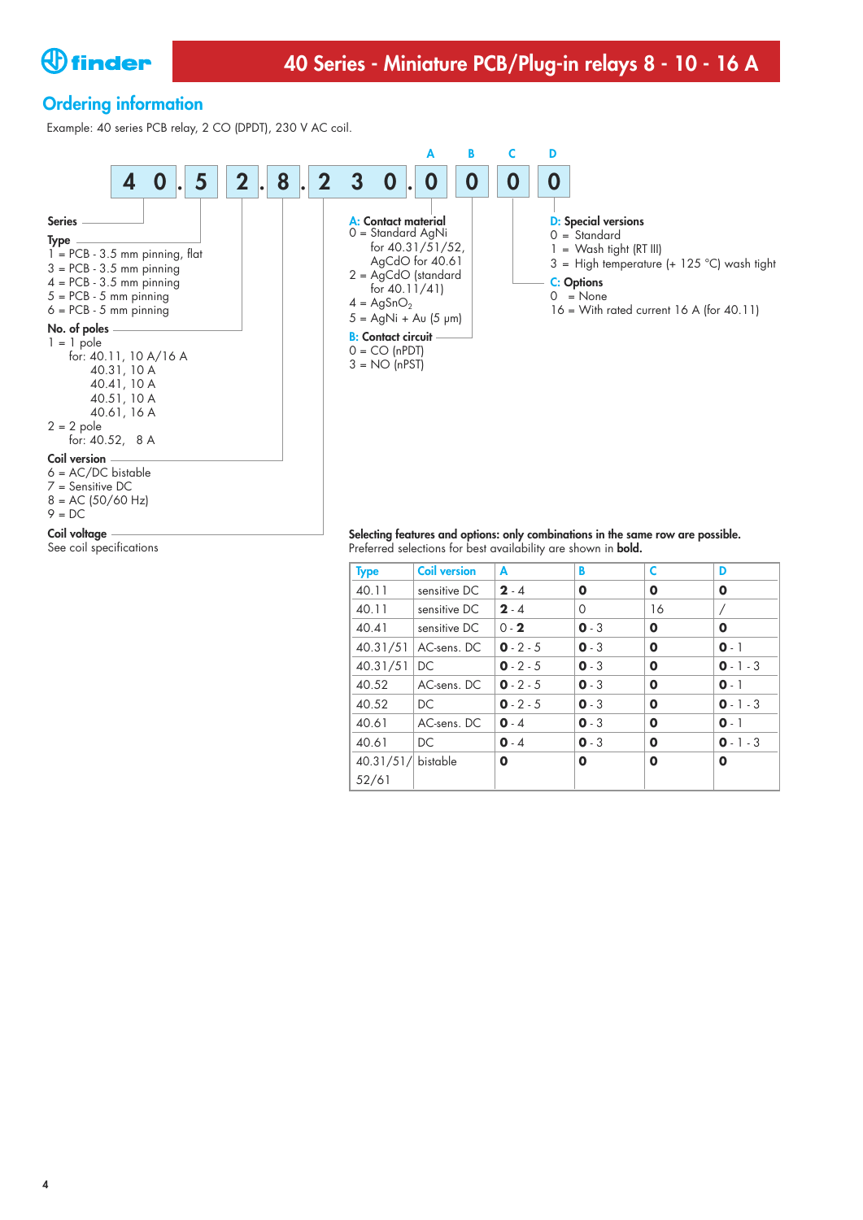## Ordering information

Example: 40 series PCB relay, 2 CO (DPDT), 230 V AC coil.

| | | | | | | | | | A | B | C | D |
|---|---|---|---|---|---|---|---|---|---|---|---|---|
| 4 | 0 | . 5 | 2 | . 8 | . 2 | 3 | 0 | . | 0 | 0 | 0 | 0 |

**Series**

**Type**
1 = PCB - 3.5 mm pinning, flat
3 = PCB - 3.5 mm pinning
4 = PCB - 5 mm pinning
5 = PCB - 5 mm pinning
6 = PCB - 5 mm pinning

**No. of poles**
1 = 1 pole
for: 40.11, 10 A/16 A
40.31, 10 A
40.41, 10 A
40.51, 10 A
40.61, 16 A
2 = 2 pole
for: 40.52, 8 A

**Coil version**
6 = AC/DC bistable
7 = Sensitive DC
8 = AC (50/60 Hz)
9 = DC

**Coil voltage**
See coil specifications

**A: Contact material**
0 = Standard AgNi for 40.31/51/52, AgCdO for 40.61
2 = AgCdO (standard for 40.11/41)
4 = $AgSnO_2$
5 = AgNi + Au (5 μm)

**B: Contact circuit**
0 = CO (nPDT)
3 = NO (nPST)

**D: Special versions**
0 = Standard
1 = Wash tight (RT III)
3 = High temperature (+ 125 °C) wash tight

**C: Options**
0 = None
16 = With rated current 16 A (for 40.11)

**Selecting features and options: only combinations in the same row are possible.**
Preferred selections for best availability are shown in **bold.**

| Type | Coil version | A | B | C | D |
|---|---|---|---|---|---|
| 40.11 | sensitive DC | **2** - 4 | **0** | **0** | **0** |
| 40.11 | sensitive DC | **2** - 4 | 0 | 16 | / |
| 40.41 | sensitive DC | 0 - **2** | **0** - 3 | **0** | **0** |
| 40.31/51 | AC-sens. DC | **0** - 2 - 5 | **0** - 3 | **0** | **0** - 1 |
| 40.31/51 | DC | **0** - 2 - 5 | **0** - 3 | **0** | **0** - 1 - 3 |
| 40.52 | AC-sens. DC | **0** - 2 - 5 | **0** - 3 | **0** | **0** - 1 |
| 40.52 | DC | **0** - 2 - 5 | **0** - 3 | **0** | **0** - 1 - 3 |
| 40.61 | AC-sens. DC | **0** - 4 | **0** - 3 | **0** | **0** - 1 |
| 40.61 | DC | **0** - 4 | **0** - 3 | **0** | **0** - 1 - 3 |
| 40.31/51/52/61 | bistable | **0** | **0** | **0** | **0** |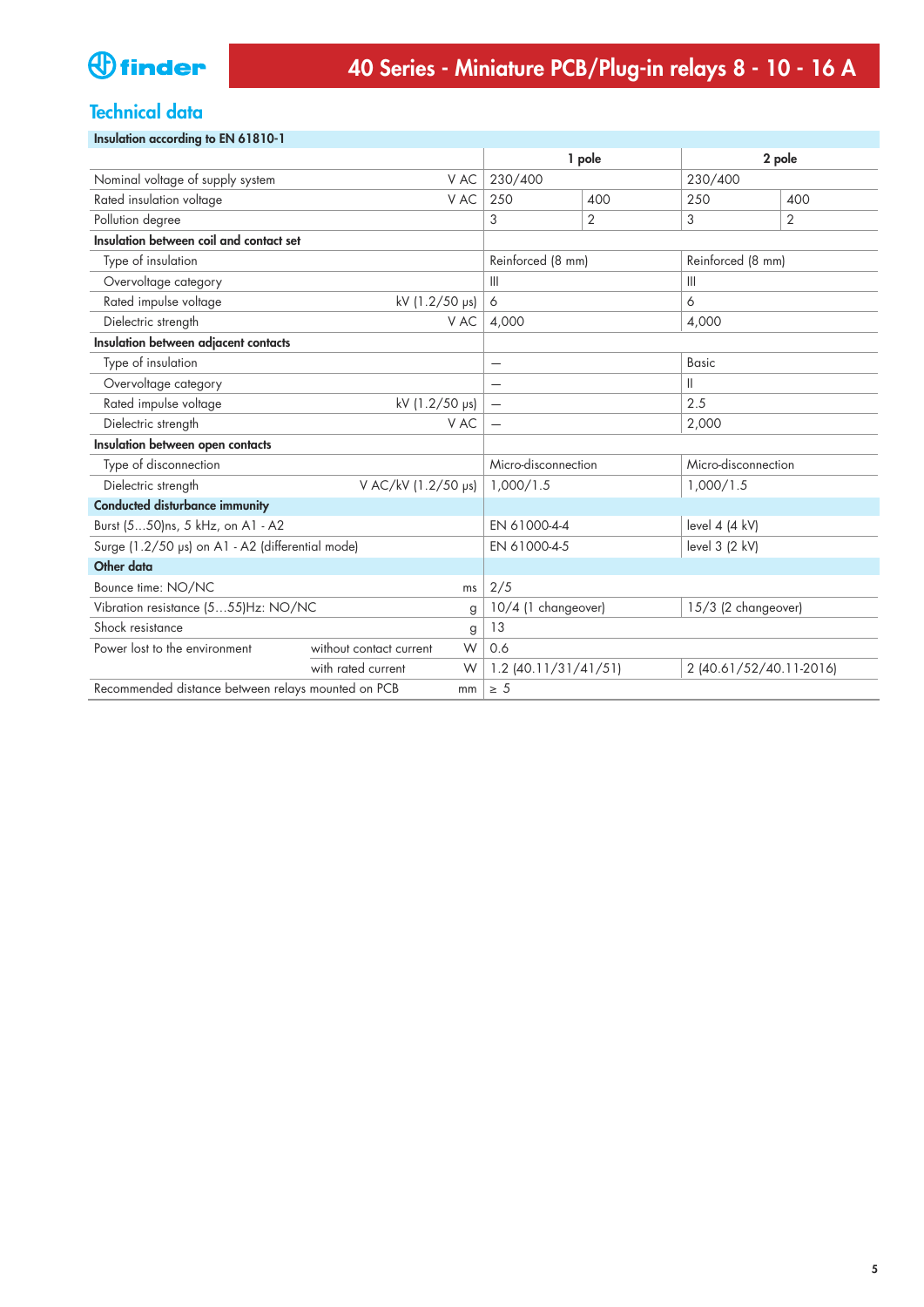## Technical data

| Insulation according to EN 61810-1 | | | | | |
|---|---|---|---|---|---|
| | | 1 pole | | 2 pole | |
| Nominal voltage of supply system | V AC | 230/400 | | 230/400 | |
| Rated insulation voltage | V AC | 250 | 400 | 250 | 400 |
| Pollution degree | | 3 | 2 | 3 | 2 |
| **Insulation between coil and contact set** | | | | | |
| Type of insulation | | Reinforced (8 mm) | | Reinforced (8 mm) | |
| Overvoltage category | | III | | III | |
| Rated impulse voltage | kV (1.2/50 μs) | 6 | | 6 | |
| Dielectric strength | V AC | 4,000 | | 4,000 | |
| **Insulation between adjacent contacts** | | | | | |
| Type of insulation | | — | | Basic | |
| Overvoltage category | | — | | II | |
| Rated impulse voltage | kV (1.2/50 μs) | — | | 2.5 | |
| Dielectric strength | V AC | — | | 2,000 | |
| **Insulation between open contacts** | | | | | |
| Type of disconnection | | Micro-disconnection | | Micro-disconnection | |
| Dielectric strength | V AC/kV (1.2/50 μs) | 1,000/1.5 | | 1,000/1.5 | |
| **Conducted disturbance immunity** | | | | | |
| Burst (5…50)ns, 5 kHz, on A1 - A2 | | EN 61000-4-4 | | level 4 (4 kV) | |
| Surge (1.2/50 μs) on A1 - A2 (differential mode) | | EN 61000-4-5 | | level 3 (2 kV) | |
| **Other data** | | | | | |
| Bounce time: NO/NC | ms | 2/5 | | | |
| Vibration resistance (5…55)Hz: NO/NC | g | 10/4 (1 changeover) | | 15/3 (2 changeover) | |
| Shock resistance | g | 13 | | | |
| Power lost to the environment — without contact current | W | 0.6 | | | |
| Power lost to the environment — with rated current | W | 1.2 (40.11/31/41/51) | | 2 (40.61/52/40.11-2016) | |
| Recommended distance between relays mounted on PCB | mm | ≥ 5 | | | |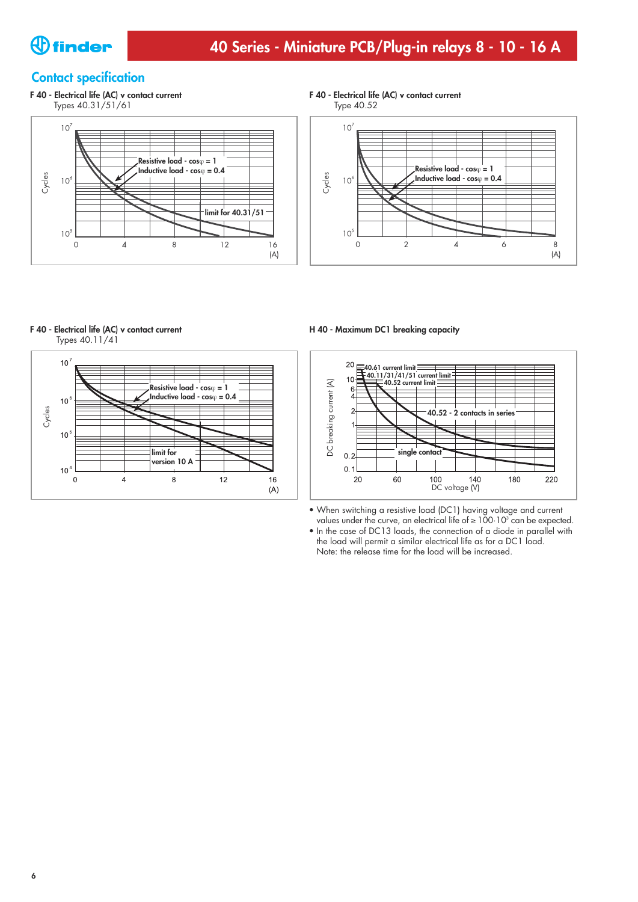## Contact specification

**F 40 - Electrical life (AC) v contact current**
Types 40.31/51/61

Cycles: $10^5$, $10^6$, $10^7$
(A): 0, 4, 8, 12, 16

Resistive load - cosφ = 1
Inductive load - cosφ = 0.4
limit for 40.31/51

**F 40 - Electrical life (AC) v contact current**
Type 40.52

Cycles: $10^5$, $10^6$, $10^7$
(A): 0, 2, 4, 6, 8

Resistive load - cosφ = 1
Inductive load - cosφ = 0.4

**F 40 - Electrical life (AC) v contact current**
Types 40.11/41

Cycles: $10^4$, $10^5$, $10^6$, $10^7$
(A): 0, 4, 8, 12, 16

Resistive load - cosφ = 1
Inductive load - cosφ = 0.4
limit for version 10 A

**H 40 - Maximum DC1 breaking capacity**

DC breaking current (A): 0.1, 0.2, 1, 2, 4, 6, 10, 20
DC voltage (V): 20, 60, 100, 140, 180, 220

40.61 current limit
40.11/31/41/51 current limit
40.52 current limit
40.52 - 2 contacts in series
single contact

- When switching a resistive load (DC1) having voltage and current values under the curve, an electrical life of ≥ $100 \cdot 10^3$ can be expected.
- In the case of DC13 loads, the connection of a diode in parallel with the load will permit a similar electrical life as for a DC1 load.
  Note: the release time for the load will be increased.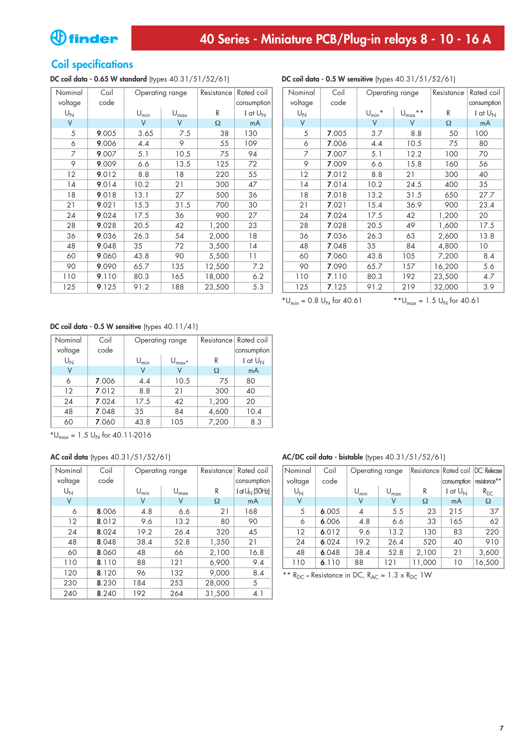# 40 Series - Miniature PCB/Plug-in relays 8 - 10 - 16 A

## Coil specifications

**DC coil data - 0.65 W standard** (types 40.31/51/52/61)

| Nominal voltage $U_N$ | Coil code | Operating range $U_{min}$ | $U_{max}$ | Resistance R | Rated coil consumption I at $U_N$ |
|---|---|---|---|---|---|
| V | | V | V | Ω | mA |
| 5 | **9**.005 | 3.65 | 7.5 | 38 | 130 |
| 6 | **9**.006 | 4.4 | 9 | 55 | 109 |
| 7 | **9**.007 | 5.1 | 10.5 | 75 | 94 |
| 9 | **9**.009 | 6.6 | 13.5 | 125 | 72 |
| 12 | **9**.012 | 8.8 | 18 | 220 | 55 |
| 14 | **9**.014 | 10.2 | 21 | 300 | 47 |
| 18 | **9**.018 | 13.1 | 27 | 500 | 36 |
| 21 | **9**.021 | 15.3 | 31.5 | 700 | 30 |
| 24 | **9**.024 | 17.5 | 36 | 900 | 27 |
| 28 | **9**.028 | 20.5 | 42 | 1,200 | 23 |
| 36 | **9**.036 | 26.3 | 54 | 2,000 | 18 |
| 48 | **9**.048 | 35 | 72 | 3,500 | 14 |
| 60 | **9**.060 | 43.8 | 90 | 5,500 | 11 |
| 90 | **9**.090 | 65.7 | 135 | 12,500 | 7.2 |
| 110 | **9**.110 | 80.3 | 165 | 18,000 | 6.2 |
| 125 | **9**.125 | 91.2 | 188 | 23,500 | 5.3 |

**DC coil data - 0.5 W sensitive** (types 40.31/51/52/61)

| Nominal voltage $U_N$ | Coil code | Operating range $U_{min}$* | $U_{max}$** | Resistance R | Rated coil consumption I at $U_N$ |
|---|---|---|---|---|---|
| V | | V | V | Ω | mA |
| 5 | **7**.005 | 3.7 | 8.8 | 50 | 100 |
| 6 | **7**.006 | 4.4 | 10.5 | 75 | 80 |
| 7 | **7**.007 | 5.1 | 12.2 | 100 | 70 |
| 9 | **7**.009 | 6.6 | 15.8 | 160 | 56 |
| 12 | **7**.012 | 8.8 | 21 | 300 | 40 |
| 14 | **7**.014 | 10.2 | 24.5 | 400 | 35 |
| 18 | **7**.018 | 13.2 | 31.5 | 650 | 27.7 |
| 21 | **7**.021 | 15.4 | 36.9 | 900 | 23.4 |
| 24 | **7**.024 | 17.5 | 42 | 1,200 | 20 |
| 28 | **7**.028 | 20.5 | 49 | 1,600 | 17.5 |
| 36 | **7**.036 | 26.3 | 63 | 2,600 | 13.8 |
| 48 | **7**.048 | 35 | 84 | 4,800 | 10 |
| 60 | **7**.060 | 43.8 | 105 | 7,200 | 8.4 |
| 90 | **7**.090 | 65.7 | 157 | 16,200 | 5.6 |
| 110 | **7**.110 | 80.3 | 192 | 23,500 | 4.7 |
| 125 | **7**.125 | 91.2 | 219 | 32,000 | 3.9 |

*$U_{min}$ = 0.8 $U_N$ for 40.61 **$U_{max}$ = 1.5 $U_N$ for 40.61

**DC coil data - 0.5 W sensitive** (types 40.11/41)

| Nominal voltage $U_N$ | Coil code | Operating range $U_{min}$ | $U_{max}$* | Resistance R | Rated coil consumption I at $U_N$ |
|---|---|---|---|---|---|
| V | | V | V | Ω | mA |
| 6 | **7**.006 | 4.4 | 10.5 | 75 | 80 |
| 12 | **7**.012 | 8.8 | 21 | 300 | 40 |
| 24 | **7**.024 | 17.5 | 42 | 1,200 | 20 |
| 48 | **7**.048 | 35 | 84 | 4,600 | 10.4 |
| 60 | **7**.060 | 43.8 | 105 | 7,200 | 8.3 |

*$U_{max}$ = 1.5 $U_N$ for 40.11-2016

**AC coil data** (types 40.31/51/52/61)

| Nominal voltage $U_N$ | Coil code | Operating range $U_{min}$ | $U_{max}$ | Resistance R | Rated coil consumption I at $U_N$ (50Hz) |
|---|---|---|---|---|---|
| V | | V | V | Ω | mA |
| 6 | **8**.006 | 4.8 | 6.6 | 21 | 168 |
| 12 | **8**.012 | 9.6 | 13.2 | 80 | 90 |
| 24 | **8**.024 | 19.2 | 26.4 | 320 | 45 |
| 48 | **8**.048 | 38.4 | 52.8 | 1,350 | 21 |
| 60 | **8**.060 | 48 | 66 | 2,100 | 16.8 |
| 110 | **8**.110 | 88 | 121 | 6,900 | 9.4 |
| 120 | **8**.120 | 96 | 132 | 9,000 | 8.4 |
| 230 | **8**.230 | 184 | 253 | 28,000 | 5 |
| 240 | **8**.240 | 192 | 264 | 31,500 | 4.1 |

**AC/DC coil data - bistable** (types 40.31/51/52/61)

| Nominal voltage $U_N$ | Coil code | Operating range $U_{min}$ | $U_{max}$ | Resistance R | Rated coil consumption I at $U_N$ | DC: Release resistance** $R_{DC}$ |
|---|---|---|---|---|---|---|
| V | | V | V | Ω | mA | Ω |
| 5 | **6**.005 | 4 | 5.5 | 23 | 215 | 37 |
| 6 | **6**.006 | 4.8 | 6.6 | 33 | 165 | 62 |
| 12 | **6**.012 | 9.6 | 13.2 | 130 | 83 | 220 |
| 24 | **6**.024 | 19.2 | 26.4 | 520 | 40 | 910 |
| 48 | **6**.048 | 38.4 | 52.8 | 2,100 | 21 | 3,600 |
| 110 | **6**.110 | 88 | 121 | 11,000 | 10 | 16,500 |

** $R_{DC}$ = Resistance in DC, $R_{AC}$ = 1.3 x $R_{DC}$ 1W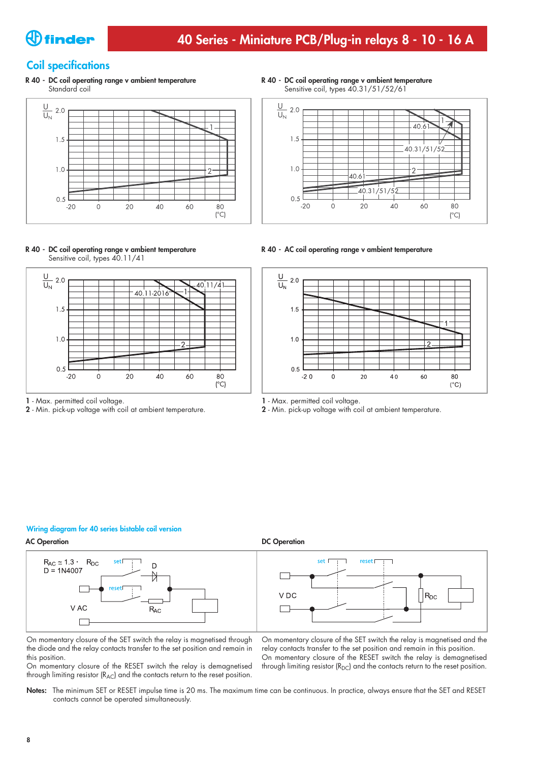## 40 Series - Miniature PCB/Plug-in relays 8 - 10 - 16 A

## Coil specifications

**R 40 - DC coil operating range v ambient temperature**
Standard coil

U/U_N
2.0
1.5
1.0
0.5
-20 0 20 40 60 80 (°C)
1
2

**R 40 - DC coil operating range v ambient temperature**
Sensitive coil, types 40.31/51/52/61

U/U_N
2.0
1.5
1.0
0.5
-20 0 20 40 60 80 (°C)
40.61
1
40.31/51/52
2
40.61
40.31/51/52

**R 40 - DC coil operating range v ambient temperature**
Sensitive coil, types 40.11/41

U/U_N
2.0
1.5
1.0
0.5
-20 0 20 40 60 80 (°C)
40.11/41
40.11-2016
1
2

**1** - Max. permitted coil voltage.
**2** - Min. pick-up voltage with coil at ambient temperature.

**R 40 - AC coil operating range v ambient temperature**

U/U_N
2.0
1.5
1.0
0.5
-20 0 20 40 60 80 (°C)
1
2

**1** - Max. permitted coil voltage.
**2** - Min. pick-up voltage with coil at ambient temperature.

### Wiring diagram for 40 series bistable coil version

**AC Operation**

$R_{AC} \simeq 1.3 \cdot R_{DC}$
D = 1N4007
set
D
reset
V AC
$R_{AC}$

On momentary closure of the SET switch the relay is magnetised through the diode and the relay contacts transfer to the set position and remain in this position.
On momentary closure of the RESET switch the relay is demagnetised through limiting resistor ($R_{AC}$) and the contacts return to the reset position.

**DC Operation**

set
reset
V DC
$R_{DC}$

On momentary closure of the SET switch the relay is magnetised and the relay contacts transfer to the set position and remain in this position.
On momentary closure of the RESET switch the relay is demagnetised through limiting resistor ($R_{DC}$) and the contacts return to the reset position.

**Notes:** The minimum SET or RESET impulse time is 20 ms. The maximum time can be continuous. In practice, always ensure that the SET and RESET contacts cannot be operated simultaneously.